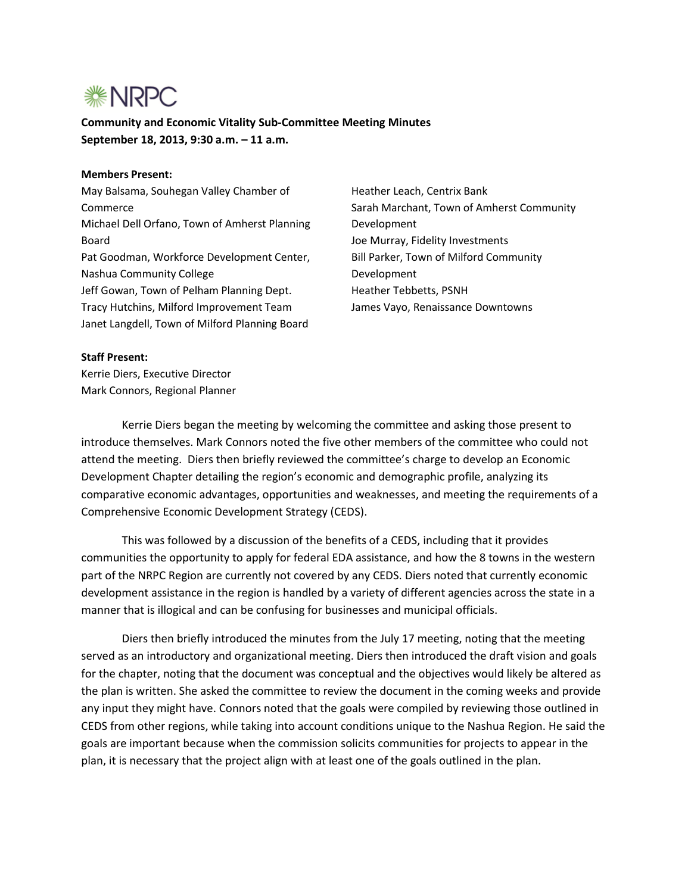NRPC

**Community and Economic Vitality Sub-Committee Meeting Minutes**
**September 18, 2013, 9:30 a.m. – 11 a.m.**

**Members Present:**

May Balsama, Souhegan Valley Chamber of Commerce
Michael Dell Orfano, Town of Amherst Planning Board
Pat Goodman, Workforce Development Center, Nashua Community College
Jeff Gowan, Town of Pelham Planning Dept.
Tracy Hutchins, Milford Improvement Team
Janet Langdell, Town of Milford Planning Board
Heather Leach, Centrix Bank
Sarah Marchant, Town of Amherst Community Development
Joe Murray, Fidelity Investments
Bill Parker, Town of Milford Community Development
Heather Tebbetts, PSNH
James Vayo, Renaissance Downtowns

**Staff Present:**

Kerrie Diers, Executive Director
Mark Connors, Regional Planner

Kerrie Diers began the meeting by welcoming the committee and asking those present to introduce themselves. Mark Connors noted the five other members of the committee who could not attend the meeting. Diers then briefly reviewed the committee's charge to develop an Economic Development Chapter detailing the region's economic and demographic profile, analyzing its comparative economic advantages, opportunities and weaknesses, and meeting the requirements of a Comprehensive Economic Development Strategy (CEDS).

This was followed by a discussion of the benefits of a CEDS, including that it provides communities the opportunity to apply for federal EDA assistance, and how the 8 towns in the western part of the NRPC Region are currently not covered by any CEDS. Diers noted that currently economic development assistance in the region is handled by a variety of different agencies across the state in a manner that is illogical and can be confusing for businesses and municipal officials.

Diers then briefly introduced the minutes from the July 17 meeting, noting that the meeting served as an introductory and organizational meeting. Diers then introduced the draft vision and goals for the chapter, noting that the document was conceptual and the objectives would likely be altered as the plan is written. She asked the committee to review the document in the coming weeks and provide any input they might have. Connors noted that the goals were compiled by reviewing those outlined in CEDS from other regions, while taking into account conditions unique to the Nashua Region. He said the goals are important because when the commission solicits communities for projects to appear in the plan, it is necessary that the project align with at least one of the goals outlined in the plan.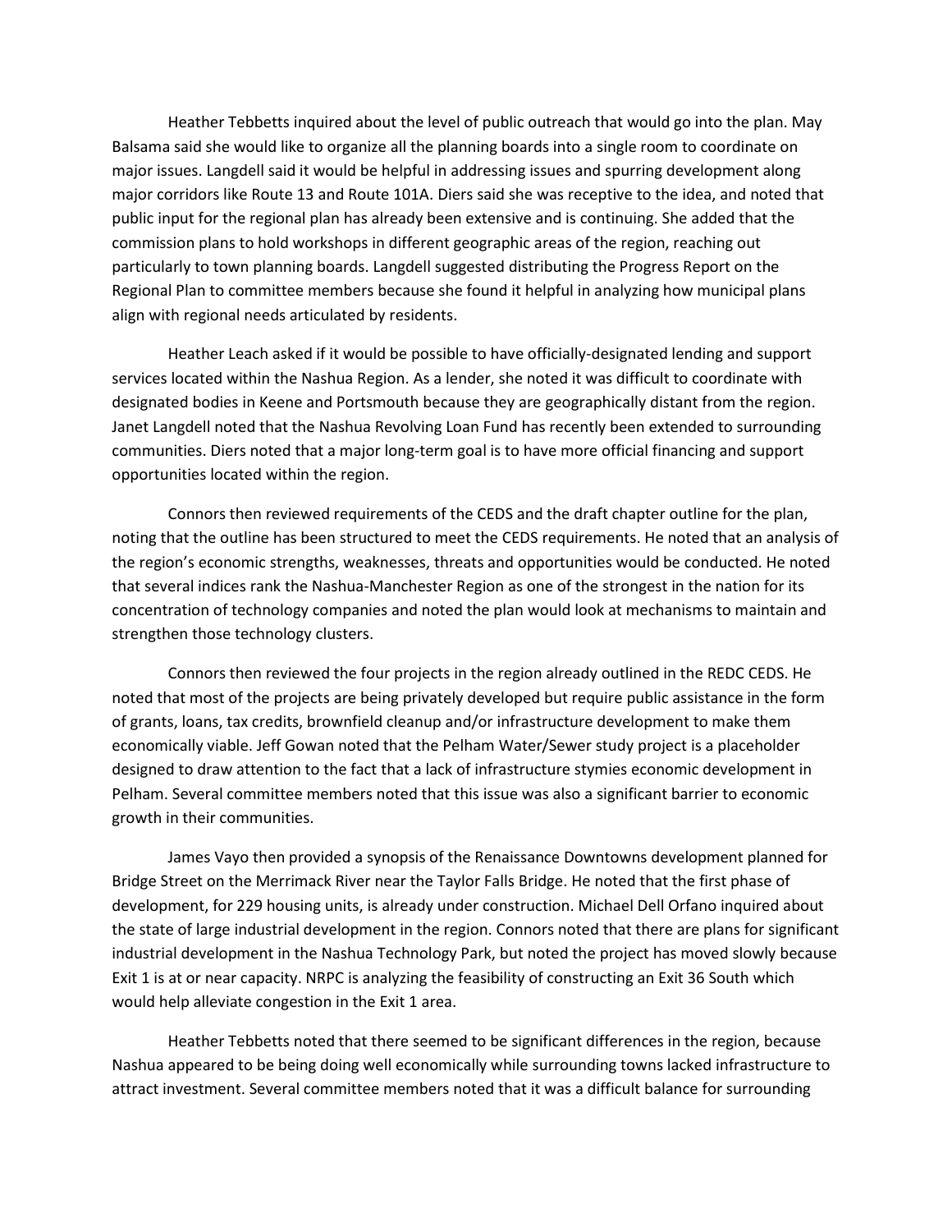Heather Tebbetts inquired about the level of public outreach that would go into the plan. May Balsama said she would like to organize all the planning boards into a single room to coordinate on major issues. Langdell said it would be helpful in addressing issues and spurring development along major corridors like Route 13 and Route 101A. Diers said she was receptive to the idea, and noted that public input for the regional plan has already been extensive and is continuing. She added that the commission plans to hold workshops in different geographic areas of the region, reaching out particularly to town planning boards. Langdell suggested distributing the Progress Report on the Regional Plan to committee members because she found it helpful in analyzing how municipal plans align with regional needs articulated by residents.

Heather Leach asked if it would be possible to have officially-designated lending and support services located within the Nashua Region. As a lender, she noted it was difficult to coordinate with designated bodies in Keene and Portsmouth because they are geographically distant from the region. Janet Langdell noted that the Nashua Revolving Loan Fund has recently been extended to surrounding communities. Diers noted that a major long-term goal is to have more official financing and support opportunities located within the region.

Connors then reviewed requirements of the CEDS and the draft chapter outline for the plan, noting that the outline has been structured to meet the CEDS requirements. He noted that an analysis of the region's economic strengths, weaknesses, threats and opportunities would be conducted. He noted that several indices rank the Nashua-Manchester Region as one of the strongest in the nation for its concentration of technology companies and noted the plan would look at mechanisms to maintain and strengthen those technology clusters.

Connors then reviewed the four projects in the region already outlined in the REDC CEDS. He noted that most of the projects are being privately developed but require public assistance in the form of grants, loans, tax credits, brownfield cleanup and/or infrastructure development to make them economically viable. Jeff Gowan noted that the Pelham Water/Sewer study project is a placeholder designed to draw attention to the fact that a lack of infrastructure stymies economic development in Pelham. Several committee members noted that this issue was also a significant barrier to economic growth in their communities.

James Vayo then provided a synopsis of the Renaissance Downtowns development planned for Bridge Street on the Merrimack River near the Taylor Falls Bridge. He noted that the first phase of development, for 229 housing units, is already under construction. Michael Dell Orfano inquired about the state of large industrial development in the region. Connors noted that there are plans for significant industrial development in the Nashua Technology Park, but noted the project has moved slowly because Exit 1 is at or near capacity. NRPC is analyzing the feasibility of constructing an Exit 36 South which would help alleviate congestion in the Exit 1 area.

Heather Tebbetts noted that there seemed to be significant differences in the region, because Nashua appeared to be being doing well economically while surrounding towns lacked infrastructure to attract investment. Several committee members noted that it was a difficult balance for surrounding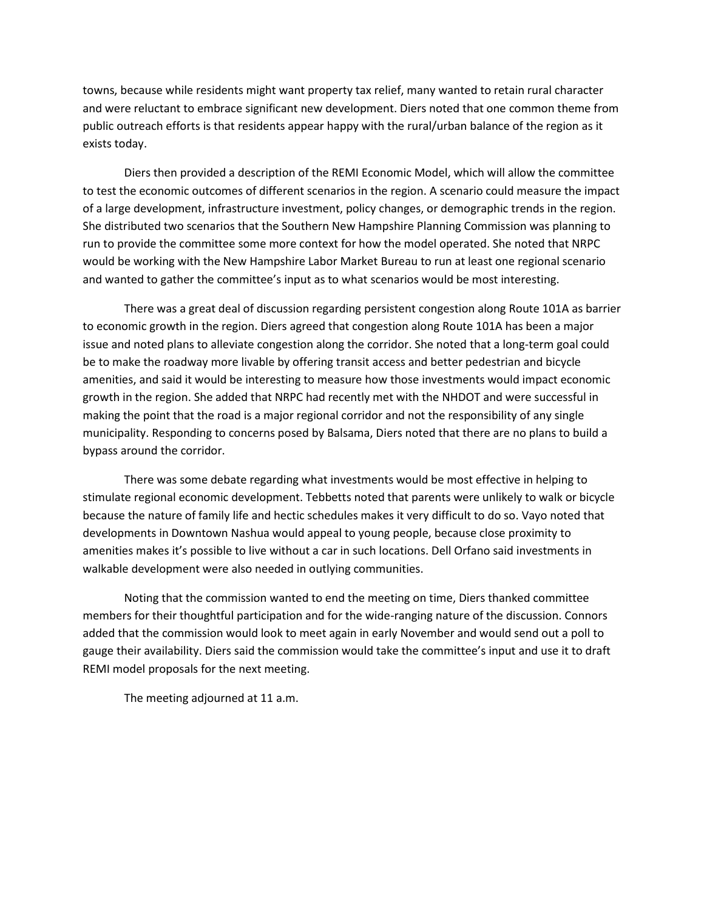towns, because while residents might want property tax relief, many wanted to retain rural character and were reluctant to embrace significant new development. Diers noted that one common theme from public outreach efforts is that residents appear happy with the rural/urban balance of the region as it exists today.

Diers then provided a description of the REMI Economic Model, which will allow the committee to test the economic outcomes of different scenarios in the region. A scenario could measure the impact of a large development, infrastructure investment, policy changes, or demographic trends in the region. She distributed two scenarios that the Southern New Hampshire Planning Commission was planning to run to provide the committee some more context for how the model operated. She noted that NRPC would be working with the New Hampshire Labor Market Bureau to run at least one regional scenario and wanted to gather the committee's input as to what scenarios would be most interesting.

There was a great deal of discussion regarding persistent congestion along Route 101A as barrier to economic growth in the region. Diers agreed that congestion along Route 101A has been a major issue and noted plans to alleviate congestion along the corridor. She noted that a long-term goal could be to make the roadway more livable by offering transit access and better pedestrian and bicycle amenities, and said it would be interesting to measure how those investments would impact economic growth in the region. She added that NRPC had recently met with the NHDOT and were successful in making the point that the road is a major regional corridor and not the responsibility of any single municipality. Responding to concerns posed by Balsama, Diers noted that there are no plans to build a bypass around the corridor.

There was some debate regarding what investments would be most effective in helping to stimulate regional economic development. Tebbetts noted that parents were unlikely to walk or bicycle because the nature of family life and hectic schedules makes it very difficult to do so. Vayo noted that developments in Downtown Nashua would appeal to young people, because close proximity to amenities makes it's possible to live without a car in such locations. Dell Orfano said investments in walkable development were also needed in outlying communities.

Noting that the commission wanted to end the meeting on time, Diers thanked committee members for their thoughtful participation and for the wide-ranging nature of the discussion. Connors added that the commission would look to meet again in early November and would send out a poll to gauge their availability. Diers said the commission would take the committee's input and use it to draft REMI model proposals for the next meeting.

The meeting adjourned at 11 a.m.